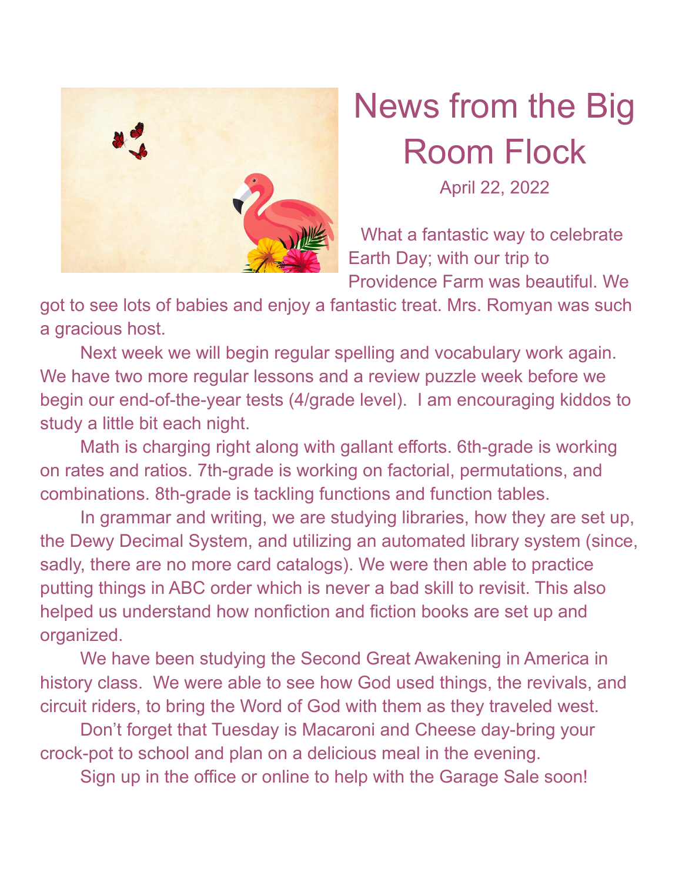# News from the Big Room Flock

April 22, 2022

What a fantastic way to celebrate Earth Day; with our trip to Providence Farm was beautiful. We got to see lots of babies and enjoy a fantastic treat. Mrs. Romyan was such a gracious host.

Next week we will begin regular spelling and vocabulary work again. We have two more regular lessons and a review puzzle week before we begin our end-of-the-year tests (4/grade level). I am encouraging kiddos to study a little bit each night.

Math is charging right along with gallant efforts. 6th-grade is working on rates and ratios. 7th-grade is working on factorial, permutations, and combinations. 8th-grade is tackling functions and function tables.

In grammar and writing, we are studying libraries, how they are set up, the Dewy Decimal System, and utilizing an automated library system (since, sadly, there are no more card catalogs). We were then able to practice putting things in ABC order which is never a bad skill to revisit. This also helped us understand how nonfiction and fiction books are set up and organized.

We have been studying the Second Great Awakening in America in history class. We were able to see how God used things, the revivals, and circuit riders, to bring the Word of God with them as they traveled west.

Don't forget that Tuesday is Macaroni and Cheese day-bring your crock-pot to school and plan on a delicious meal in the evening.

Sign up in the office or online to help with the Garage Sale soon!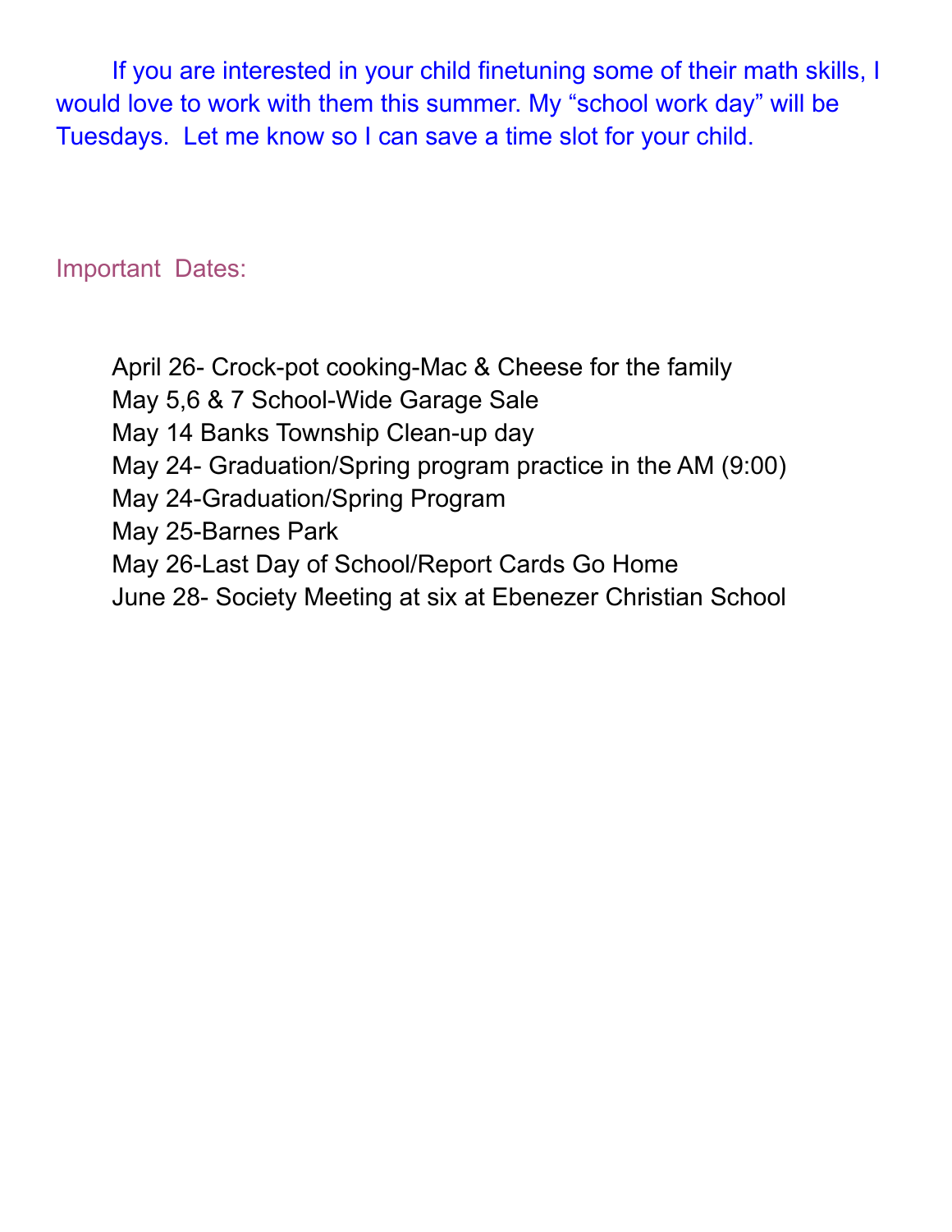If you are interested in your child finetuning some of their math skills, I would love to work with them this summer. My "school work day" will be Tuesdays. Let me know so I can save a time slot for your child.

## Important Dates:

April 26- Crock-pot cooking-Mac & Cheese for the family
May 5,6 & 7 School-Wide Garage Sale
May 14 Banks Township Clean-up day
May 24- Graduation/Spring program practice in the AM (9:00)
May 24-Graduation/Spring Program
May 25-Barnes Park
May 26-Last Day of School/Report Cards Go Home
June 28- Society Meeting at six at Ebenezer Christian School